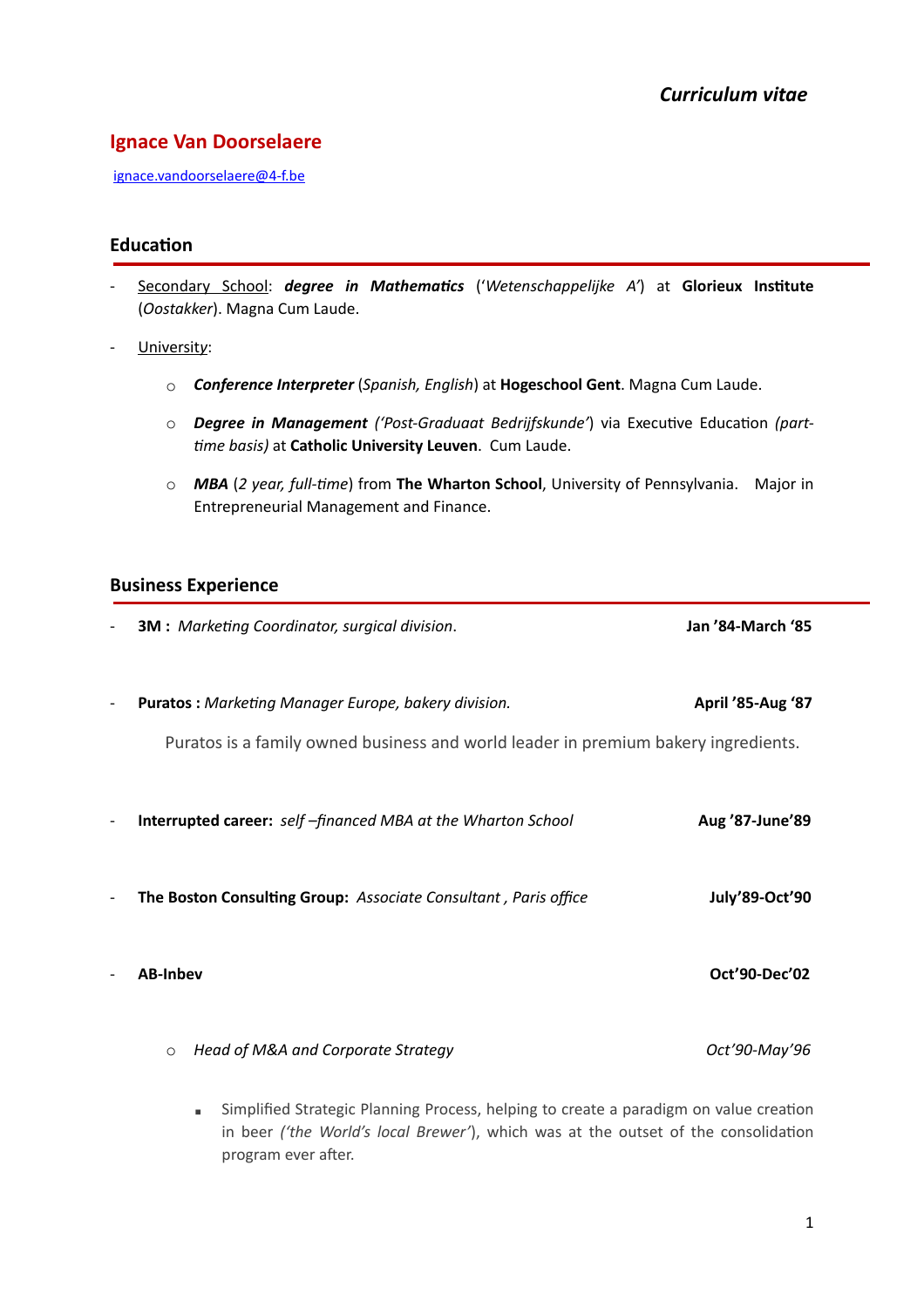*Curriculum vitae*

# Ignace Van Doorselaere

ignace.vandoorselaere@4-f.be

## Education

- Secondary School: ***degree in Mathematics*** (*'Wetenschappelijke A'*) at **Glorieux Institute** (*Oostakker*). Magna Cum Laude.
- University:
  - ***Conference Interpreter*** (*Spanish, English*) at **Hogeschool Gent**. Magna Cum Laude.
  - ***Degree in Management*** *('Post-Graduaat Bedrijfskunde'*) via Executive Education *(part-time basis)* at **Catholic University Leuven**. Cum Laude.
  - ***MBA*** (*2 year, full-time*) from **The Wharton School**, University of Pennsylvania. Major in Entrepreneurial Management and Finance.

## Business Experience

- **3M :** *Marketing Coordinator, surgical division.* — **Jan '84-March '85**
- **Puratos :** *Marketing Manager Europe, bakery division.* — **April '85-Aug '87**

  Puratos is a family owned business and world leader in premium bakery ingredients.

- **Interrupted career:** *self –financed MBA at the Wharton School* — **Aug '87-June'89**
- **The Boston Consulting Group:** *Associate Consultant , Paris office* — **July'89-Oct'90**
- **AB-Inbev** — **Oct'90-Dec'02**
  - *Head of M&A and Corporate Strategy* — *Oct'90-May'96*
    - Simplified Strategic Planning Process, helping to create a paradigm on value creation in beer *('the World's local Brewer'*), which was at the outset of the consolidation program ever after.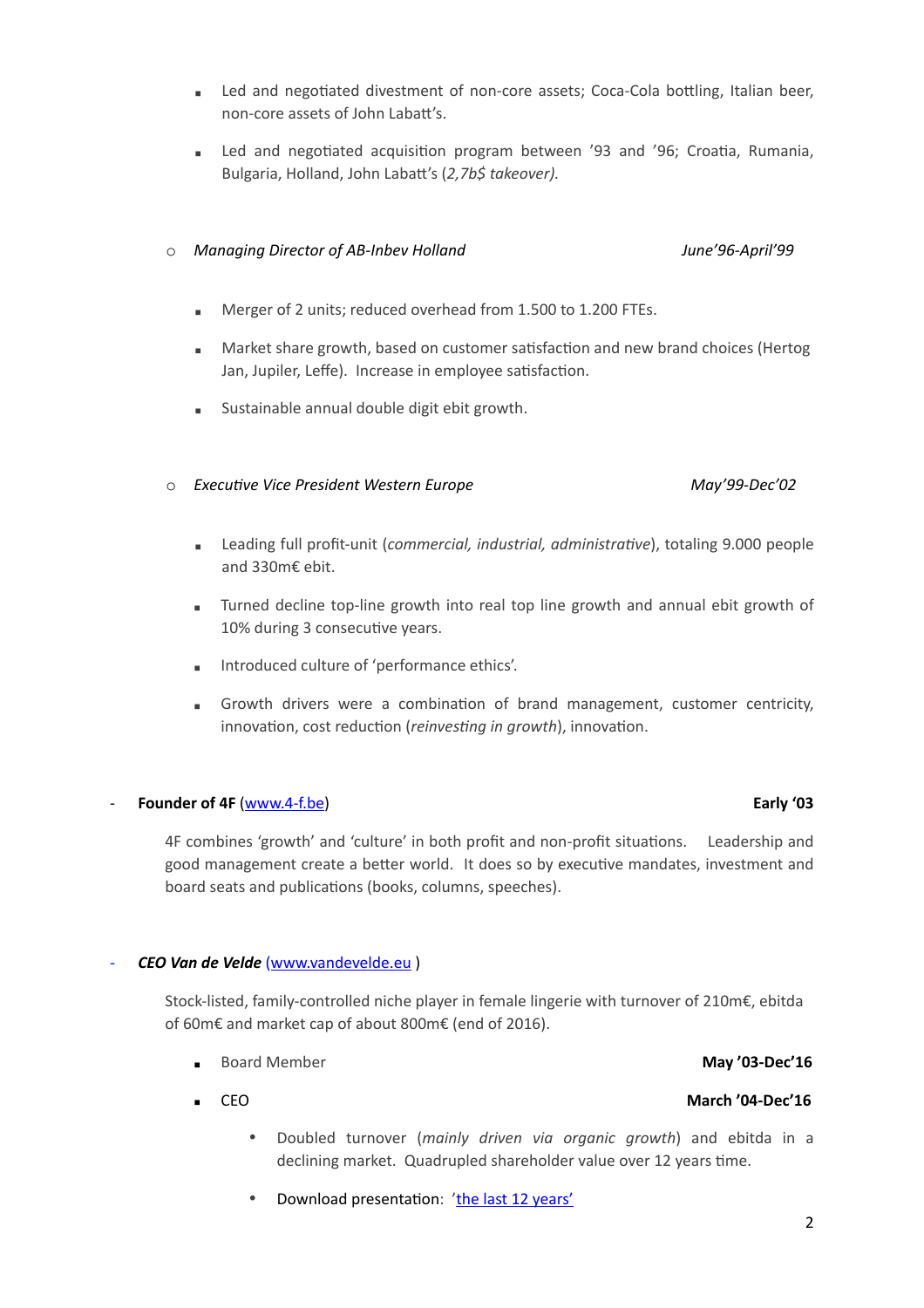- Led and negotiated divestment of non-core assets; Coca-Cola bottling, Italian beer, non-core assets of John Labatt's.
  - Led and negotiated acquisition program between '93 and '96; Croatia, Rumania, Bulgaria, Holland, John Labatt's (*2,7b$ takeover).*

- *Managing Director of AB-Inbev Holland* — *June'96-April'99*

  - Merger of 2 units; reduced overhead from 1.500 to 1.200 FTEs.
  - Market share growth, based on customer satisfaction and new brand choices (Hertog Jan, Jupiler, Leffe). Increase in employee satisfaction.
  - Sustainable annual double digit ebit growth.

- *Executive Vice President Western Europe* — *May'99-Dec'02*

  - Leading full profit-unit (*commercial, industrial, administrative*), totaling 9.000 people and 330m€ ebit.
  - Turned decline top-line growth into real top line growth and annual ebit growth of 10% during 3 consecutive years.
  - Introduced culture of 'performance ethics'.
  - Growth drivers were a combination of brand management, customer centricity, innovation, cost reduction (*reinvesting in growth*), innovation.

- **Founder of 4F** ([www.4-f.be](www.4-f.be)) — **Early '03**

  4F combines 'growth' and 'culture' in both profit and non-profit situations. Leadership and good management create a better world. It does so by executive mandates, investment and board seats and publications (books, columns, speeches).

- ***CEO Van de Velde*** ([www.vandevelde.eu](www.vandevelde.eu) )

  Stock-listed, family-controlled niche player in female lingerie with turnover of 210m€, ebitda of 60m€ and market cap of about 800m€ (end of 2016).

  - Board Member — **May '03-Dec'16**
  - CEO — **March '04-Dec'16**
    - Doubled turnover (*mainly driven via organic growth*) and ebitda in a declining market. Quadrupled shareholder value over 12 years time.
    - Download presentation: '[the last 12 years'](#)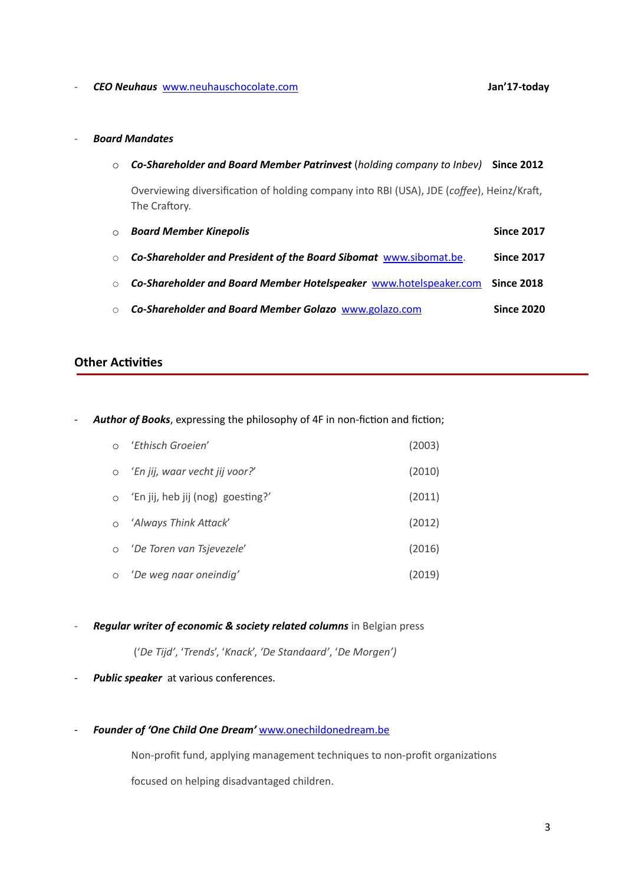- ***CEO Neuhaus*** [www.neuhauschocolate.com](http://www.neuhauschocolate.com) **Jan'17-today**

- ***Board Mandates***

    - ***Co-Shareholder and Board Member Patrinvest*** (*holding company to Inbev*) **Since 2012**

      Overviewing diversification of holding company into RBI (USA), JDE (*coffee*), Heinz/Kraft, The Craftory.

    - ***Board Member Kinepolis*** **Since 2017**

    - ***Co-Shareholder and President of the Board Sibomat*** [www.sibomat.be](http://www.sibomat.be). **Since 2017**

    - ***Co-Shareholder and Board Member Hotelspeaker*** [www.hotelspeaker.com](http://www.hotelspeaker.com) **Since 2018**

    - ***Co-Shareholder and Board Member Golazo*** [www.golazo.com](http://www.golazo.com) **Since 2020**

## Other Activities

- ***Author of Books***, expressing the philosophy of 4F in non-fiction and fiction;

    - '*Ethisch Groeien*' (2003)
    - '*En jij, waar vecht jij voor?*' (2010)
    - 'En jij, heb jij (nog) goesting?' (2011)
    - '*Always Think Attack*' (2012)
    - '*De Toren van Tsjevezele*' (2016)
    - '*De weg naar oneindig*' (2019)

- ***Regular writer of economic & society related columns*** in Belgian press

  ('*De Tijd*', '*Trends*', '*Knack*', '*De Standaard*', '*De Morgen*')

- ***Public speaker*** at various conferences.

- ***Founder of 'One Child One Dream'*** [www.onechildonedream.be](http://www.onechildonedream.be)

  Non-profit fund, applying management techniques to non-profit organizations

  focused on helping disadvantaged children.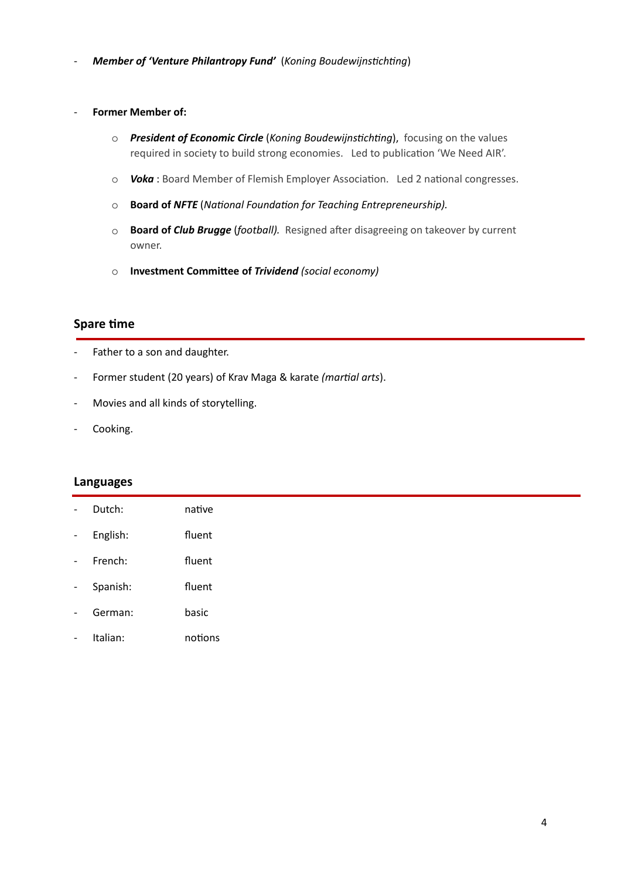- ***Member of 'Venture Philantropy Fund'*** (*Koning Boudewijnstichting*)

- **Former Member of:**
    - ***President of Economic Circle*** (*Koning Boudewijnstichting*), focusing on the values required in society to build strong economies. Led to publication 'We Need AIR'.
    - ***Voka*** : Board Member of Flemish Employer Association. Led 2 national congresses.
    - **Board of *NFTE*** (*National Foundation for Teaching Entrepreneurship).*
    - **Board of *Club Brugge*** (*football).* Resigned after disagreeing on takeover by current owner.
    - **Investment Committee of *Trividend*** *(social economy)*

## Spare time

- Father to a son and daughter.
- Former student (20 years) of Krav Maga & karate *(martial arts*).
- Movies and all kinds of storytelling.
- Cooking.

## Languages

| | |
|---|---|
| Dutch: | native |
| English: | fluent |
| French: | fluent |
| Spanish: | fluent |
| German: | basic |
| Italian: | notions |